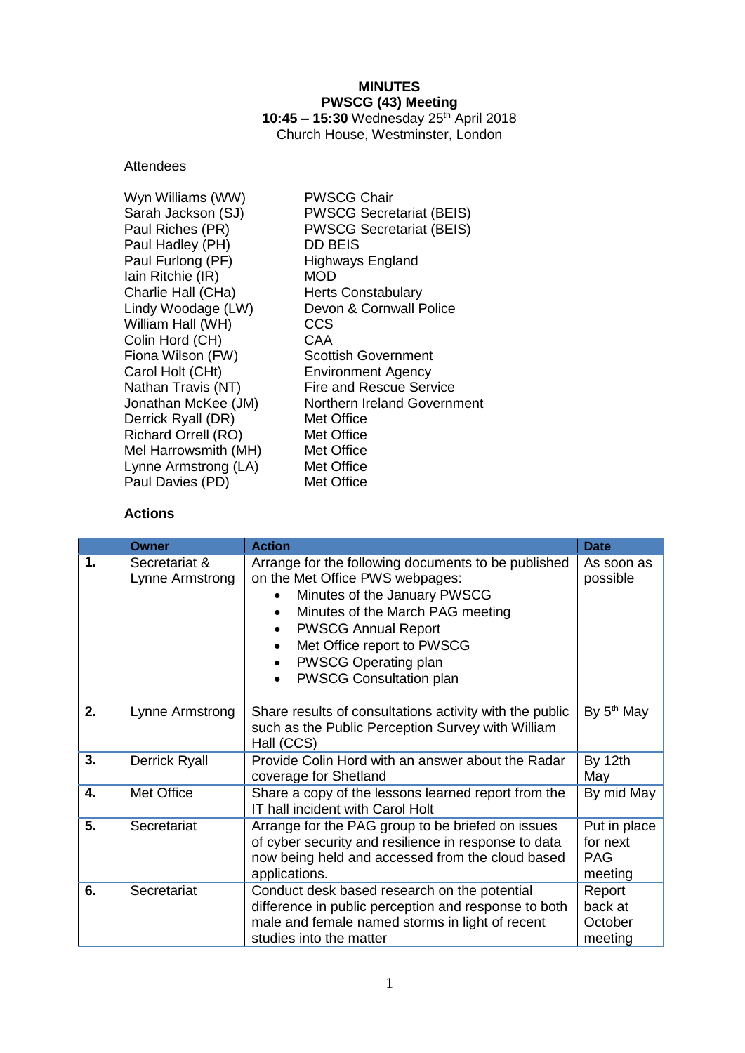**MINUTES**
**PWSCG (43) Meeting**
**10:45 – 15:30** Wednesday 25th April 2018
Church House, Westminster, London

Attendees

| | |
|---|---|
| Wyn Williams (WW) | PWSCG Chair |
| Sarah Jackson (SJ) | PWSCG Secretariat (BEIS) |
| Paul Riches (PR) | PWSCG Secretariat (BEIS) |
| Paul Hadley (PH) | DD BEIS |
| Paul Furlong (PF) | Highways England |
| Iain Ritchie (IR) | MOD |
| Charlie Hall (CHa) | Herts Constabulary |
| Lindy Woodage (LW) | Devon & Cornwall Police |
| William Hall (WH) | CCS |
| Colin Hord (CH) | CAA |
| Fiona Wilson (FW) | Scottish Government |
| Carol Holt (CHt) | Environment Agency |
| Nathan Travis (NT) | Fire and Rescue Service |
| Jonathan McKee (JM) | Northern Ireland Government |
| Derrick Ryall (DR) | Met Office |
| Richard Orrell (RO) | Met Office |
| Mel Harrowsmith (MH) | Met Office |
| Lynne Armstrong (LA) | Met Office |
| Paul Davies (PD) | Met Office |

**Actions**

| | Owner | Action | Date |
|---|---|---|---|
| **1.** | Secretariat & Lynne Armstrong | Arrange for the following documents to be published on the Met Office PWS webpages:<br>• Minutes of the January PWSCG<br>• Minutes of the March PAG meeting<br>• PWSCG Annual Report<br>• Met Office report to PWSCG<br>• PWSCG Operating plan<br>• PWSCG Consultation plan | As soon as possible |
| **2.** | Lynne Armstrong | Share results of consultations activity with the public such as the Public Perception Survey with William Hall (CCS) | By 5th May |
| **3.** | Derrick Ryall | Provide Colin Hord with an answer about the Radar coverage for Shetland | By 12th May |
| **4.** | Met Office | Share a copy of the lessons learned report from the IT hall incident with Carol Holt | By mid May |
| **5.** | Secretariat | Arrange for the PAG group to be briefed on issues of cyber security and resilience in response to data now being held and accessed from the cloud based applications. | Put in place for next PAG meeting |
| **6.** | Secretariat | Conduct desk based research on the potential difference in public perception and response to both male and female named storms in light of recent studies into the matter | Report back at October meeting |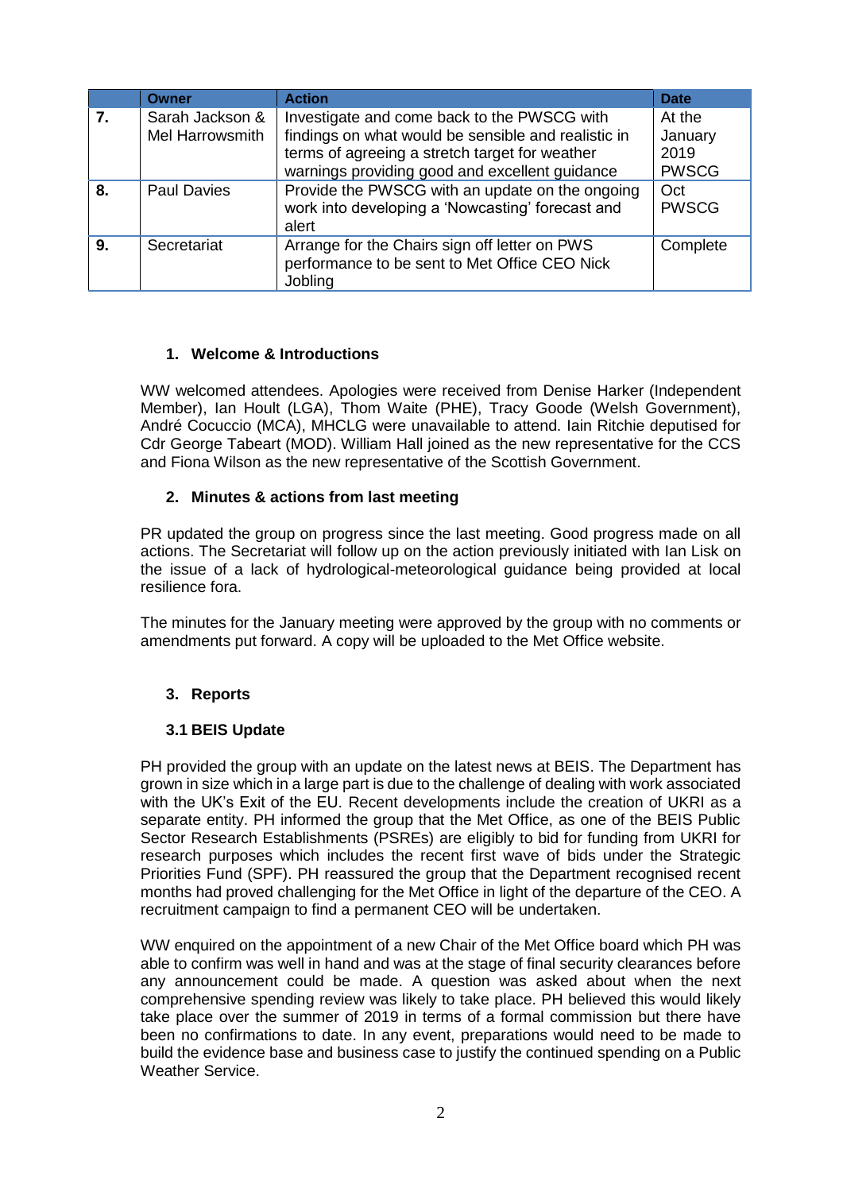|  | Owner | Action | Date |
|---|---|---|---|
| 7. | Sarah Jackson & Mel Harrowsmith | Investigate and come back to the PWSCG with findings on what would be sensible and realistic in terms of agreeing a stretch target for weather warnings providing good and excellent guidance | At the January 2019 PWSCG |
| 8. | Paul Davies | Provide the PWSCG with an update on the ongoing work into developing a 'Nowcasting' forecast and alert | Oct PWSCG |
| 9. | Secretariat | Arrange for the Chairs sign off letter on PWS performance to be sent to Met Office CEO Nick Jobling | Complete |

## 1. Welcome & Introductions

WW welcomed attendees. Apologies were received from Denise Harker (Independent Member), Ian Hoult (LGA), Thom Waite (PHE), Tracy Goode (Welsh Government), André Cocuccio (MCA), MHCLG were unavailable to attend. Iain Ritchie deputised for Cdr George Tabeart (MOD). William Hall joined as the new representative for the CCS and Fiona Wilson as the new representative of the Scottish Government.

## 2. Minutes & actions from last meeting

PR updated the group on progress since the last meeting. Good progress made on all actions. The Secretariat will follow up on the action previously initiated with Ian Lisk on the issue of a lack of hydrological-meteorological guidance being provided at local resilience fora.

The minutes for the January meeting were approved by the group with no comments or amendments put forward. A copy will be uploaded to the Met Office website.

## 3. Reports

### 3.1 BEIS Update

PH provided the group with an update on the latest news at BEIS. The Department has grown in size which in a large part is due to the challenge of dealing with work associated with the UK's Exit of the EU. Recent developments include the creation of UKRI as a separate entity. PH informed the group that the Met Office, as one of the BEIS Public Sector Research Establishments (PSREs) are eligibly to bid for funding from UKRI for research purposes which includes the recent first wave of bids under the Strategic Priorities Fund (SPF). PH reassured the group that the Department recognised recent months had proved challenging for the Met Office in light of the departure of the CEO. A recruitment campaign to find a permanent CEO will be undertaken.

WW enquired on the appointment of a new Chair of the Met Office board which PH was able to confirm was well in hand and was at the stage of final security clearances before any announcement could be made. A question was asked about when the next comprehensive spending review was likely to take place. PH believed this would likely take place over the summer of 2019 in terms of a formal commission but there have been no confirmations to date. In any event, preparations would need to be made to build the evidence base and business case to justify the continued spending on a Public Weather Service.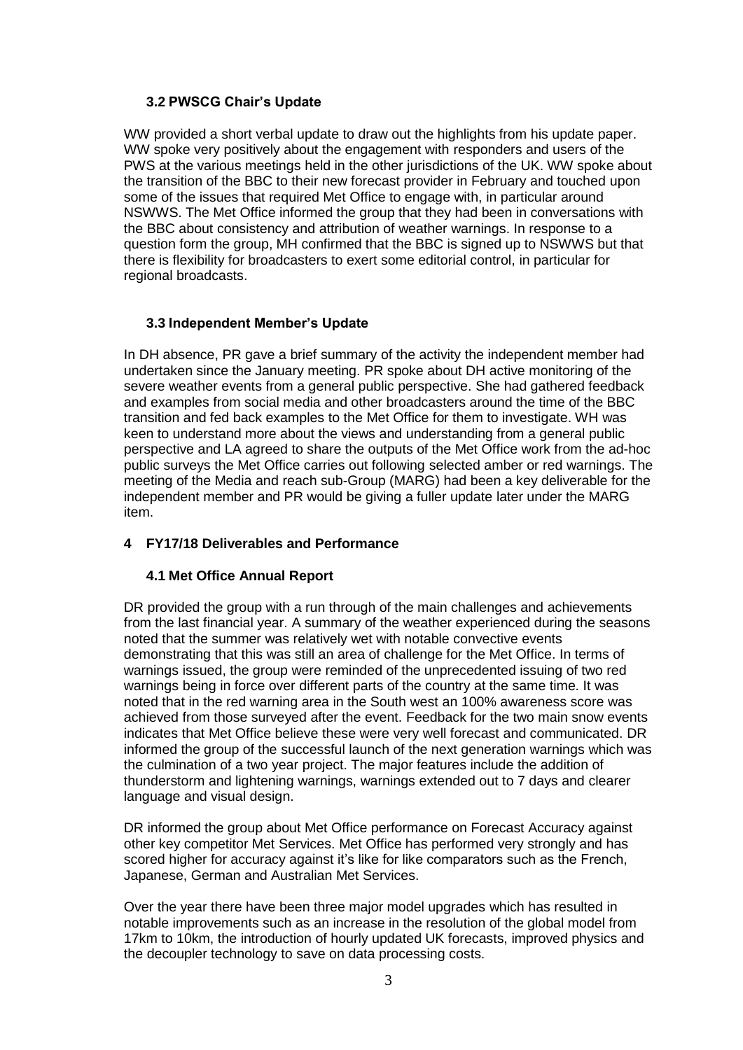### 3.2 PWSCG Chair's Update

WW provided a short verbal update to draw out the highlights from his update paper. WW spoke very positively about the engagement with responders and users of the PWS at the various meetings held in the other jurisdictions of the UK. WW spoke about the transition of the BBC to their new forecast provider in February and touched upon some of the issues that required Met Office to engage with, in particular around NSWWS. The Met Office informed the group that they had been in conversations with the BBC about consistency and attribution of weather warnings. In response to a question form the group, MH confirmed that the BBC is signed up to NSWWS but that there is flexibility for broadcasters to exert some editorial control, in particular for regional broadcasts.

### 3.3 Independent Member's Update

In DH absence, PR gave a brief summary of the activity the independent member had undertaken since the January meeting. PR spoke about DH active monitoring of the severe weather events from a general public perspective. She had gathered feedback and examples from social media and other broadcasters around the time of the BBC transition and fed back examples to the Met Office for them to investigate. WH was keen to understand more about the views and understanding from a general public perspective and LA agreed to share the outputs of the Met Office work from the ad-hoc public surveys the Met Office carries out following selected amber or red warnings. The meeting of the Media and reach sub-Group (MARG) had been a key deliverable for the independent member and PR would be giving a fuller update later under the MARG item.

## 4 FY17/18 Deliverables and Performance

### 4.1 Met Office Annual Report

DR provided the group with a run through of the main challenges and achievements from the last financial year. A summary of the weather experienced during the seasons noted that the summer was relatively wet with notable convective events demonstrating that this was still an area of challenge for the Met Office. In terms of warnings issued, the group were reminded of the unprecedented issuing of two red warnings being in force over different parts of the country at the same time. It was noted that in the red warning area in the South west an 100% awareness score was achieved from those surveyed after the event. Feedback for the two main snow events indicates that Met Office believe these were very well forecast and communicated. DR informed the group of the successful launch of the next generation warnings which was the culmination of a two year project. The major features include the addition of thunderstorm and lightening warnings, warnings extended out to 7 days and clearer language and visual design.

DR informed the group about Met Office performance on Forecast Accuracy against other key competitor Met Services. Met Office has performed very strongly and has scored higher for accuracy against it's like for like comparators such as the French, Japanese, German and Australian Met Services.

Over the year there have been three major model upgrades which has resulted in notable improvements such as an increase in the resolution of the global model from 17km to 10km, the introduction of hourly updated UK forecasts, improved physics and the decoupler technology to save on data processing costs.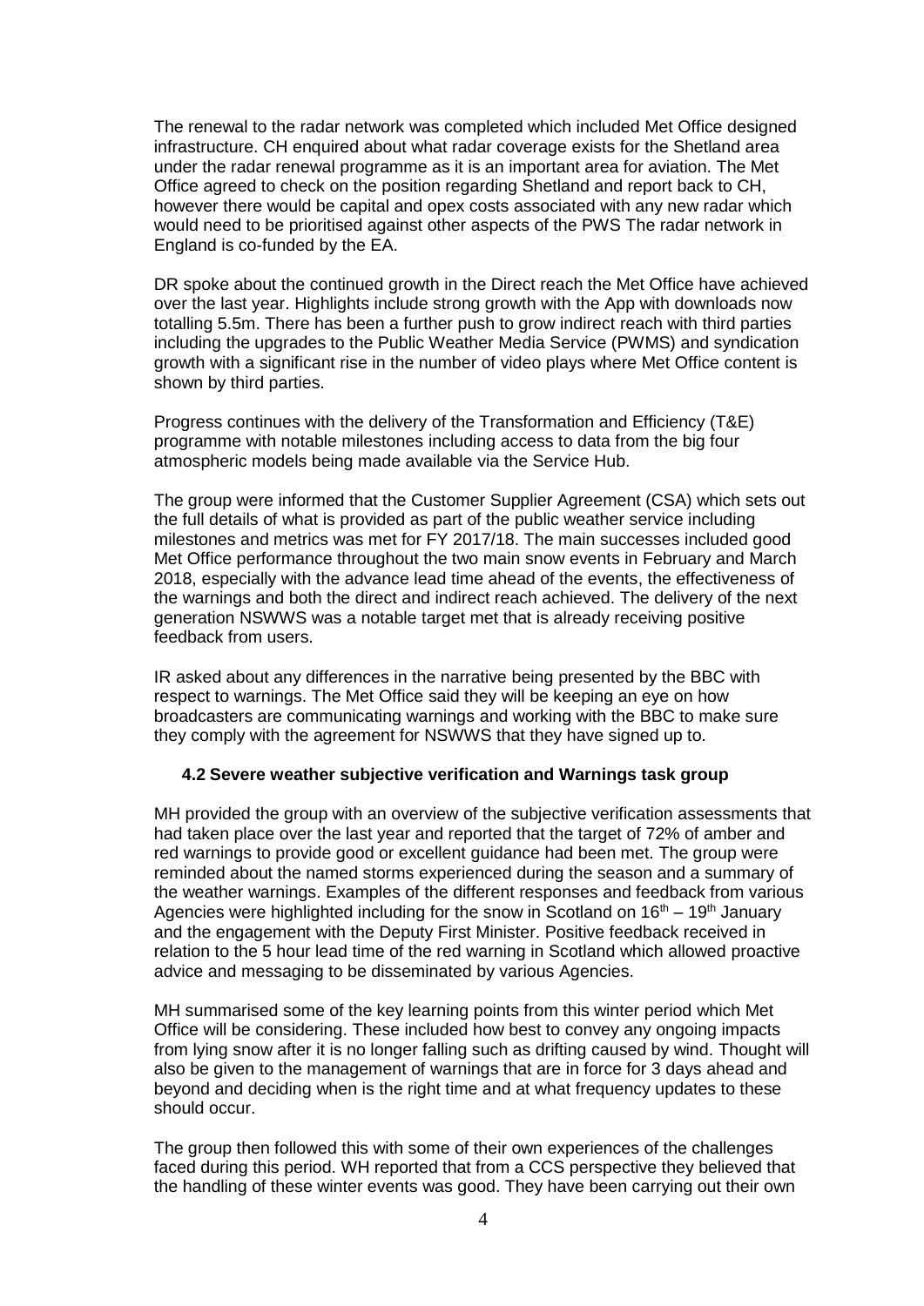The renewal to the radar network was completed which included Met Office designed infrastructure. CH enquired about what radar coverage exists for the Shetland area under the radar renewal programme as it is an important area for aviation. The Met Office agreed to check on the position regarding Shetland and report back to CH, however there would be capital and opex costs associated with any new radar which would need to be prioritised against other aspects of the PWS The radar network in England is co-funded by the EA.

DR spoke about the continued growth in the Direct reach the Met Office have achieved over the last year. Highlights include strong growth with the App with downloads now totalling 5.5m. There has been a further push to grow indirect reach with third parties including the upgrades to the Public Weather Media Service (PWMS) and syndication growth with a significant rise in the number of video plays where Met Office content is shown by third parties.

Progress continues with the delivery of the Transformation and Efficiency (T&E) programme with notable milestones including access to data from the big four atmospheric models being made available via the Service Hub.

The group were informed that the Customer Supplier Agreement (CSA) which sets out the full details of what is provided as part of the public weather service including milestones and metrics was met for FY 2017/18. The main successes included good Met Office performance throughout the two main snow events in February and March 2018, especially with the advance lead time ahead of the events, the effectiveness of the warnings and both the direct and indirect reach achieved. The delivery of the next generation NSWWS was a notable target met that is already receiving positive feedback from users.

IR asked about any differences in the narrative being presented by the BBC with respect to warnings. The Met Office said they will be keeping an eye on how broadcasters are communicating warnings and working with the BBC to make sure they comply with the agreement for NSWWS that they have signed up to.

### 4.2 Severe weather subjective verification and Warnings task group

MH provided the group with an overview of the subjective verification assessments that had taken place over the last year and reported that the target of 72% of amber and red warnings to provide good or excellent guidance had been met. The group were reminded about the named storms experienced during the season and a summary of the weather warnings. Examples of the different responses and feedback from various Agencies were highlighted including for the snow in Scotland on 16th – 19th January and the engagement with the Deputy First Minister. Positive feedback received in relation to the 5 hour lead time of the red warning in Scotland which allowed proactive advice and messaging to be disseminated by various Agencies.

MH summarised some of the key learning points from this winter period which Met Office will be considering. These included how best to convey any ongoing impacts from lying snow after it is no longer falling such as drifting caused by wind. Thought will also be given to the management of warnings that are in force for 3 days ahead and beyond and deciding when is the right time and at what frequency updates to these should occur.

The group then followed this with some of their own experiences of the challenges faced during this period. WH reported that from a CCS perspective they believed that the handling of these winter events was good. They have been carrying out their own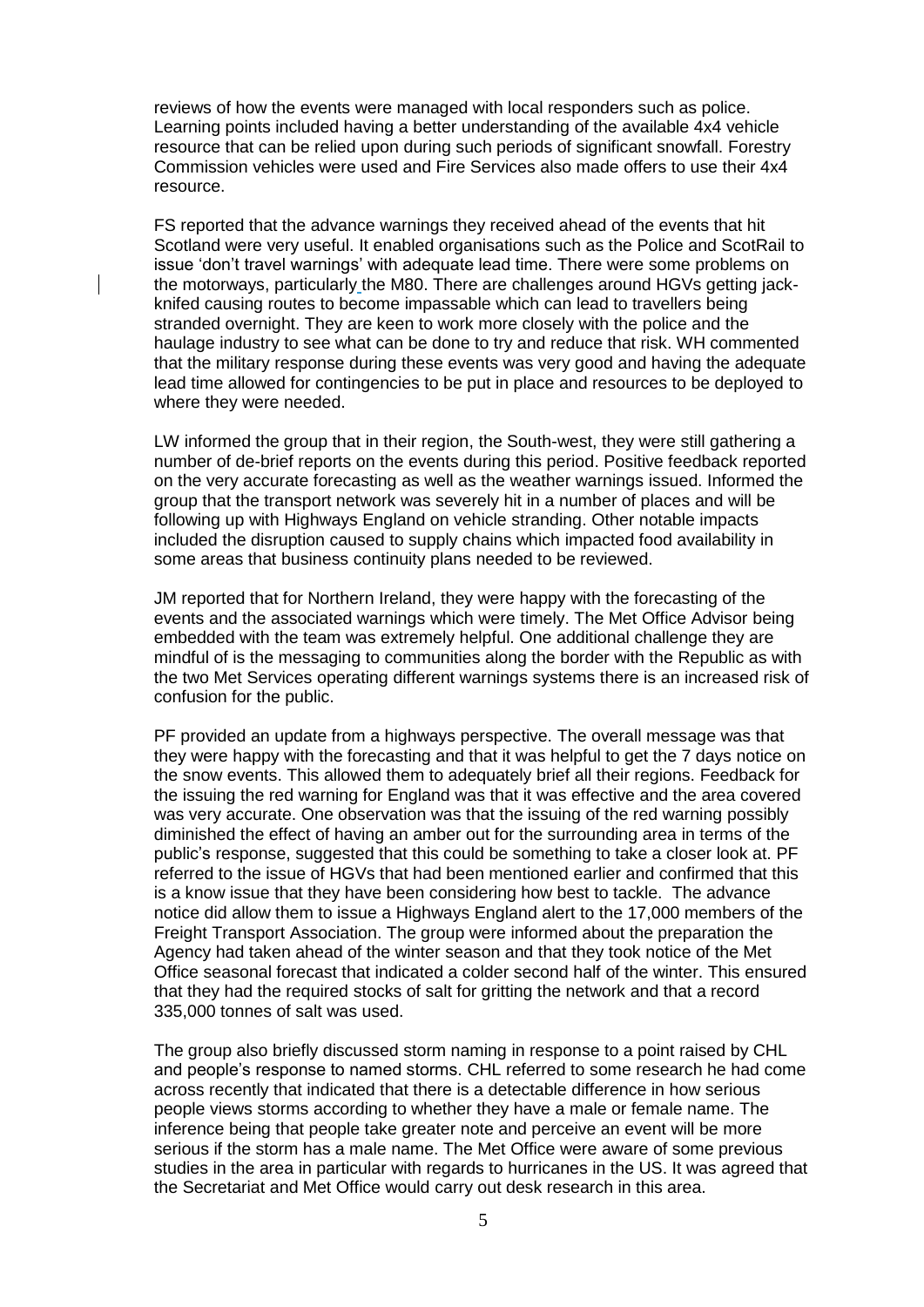reviews of how the events were managed with local responders such as police. Learning points included having a better understanding of the available 4x4 vehicle resource that can be relied upon during such periods of significant snowfall. Forestry Commission vehicles were used and Fire Services also made offers to use their 4x4 resource.

FS reported that the advance warnings they received ahead of the events that hit Scotland were very useful. It enabled organisations such as the Police and ScotRail to issue 'don't travel warnings' with adequate lead time. There were some problems on the motorways, particularly the M80. There are challenges around HGVs getting jack-knifed causing routes to become impassable which can lead to travellers being stranded overnight. They are keen to work more closely with the police and the haulage industry to see what can be done to try and reduce that risk. WH commented that the military response during these events was very good and having the adequate lead time allowed for contingencies to be put in place and resources to be deployed to where they were needed.

LW informed the group that in their region, the South-west, they were still gathering a number of de-brief reports on the events during this period. Positive feedback reported on the very accurate forecasting as well as the weather warnings issued. Informed the group that the transport network was severely hit in a number of places and will be following up with Highways England on vehicle stranding. Other notable impacts included the disruption caused to supply chains which impacted food availability in some areas that business continuity plans needed to be reviewed.

JM reported that for Northern Ireland, they were happy with the forecasting of the events and the associated warnings which were timely. The Met Office Advisor being embedded with the team was extremely helpful. One additional challenge they are mindful of is the messaging to communities along the border with the Republic as with the two Met Services operating different warnings systems there is an increased risk of confusion for the public.

PF provided an update from a highways perspective. The overall message was that they were happy with the forecasting and that it was helpful to get the 7 days notice on the snow events. This allowed them to adequately brief all their regions. Feedback for the issuing the red warning for England was that it was effective and the area covered was very accurate. One observation was that the issuing of the red warning possibly diminished the effect of having an amber out for the surrounding area in terms of the public's response, suggested that this could be something to take a closer look at. PF referred to the issue of HGVs that had been mentioned earlier and confirmed that this is a know issue that they have been considering how best to tackle. The advance notice did allow them to issue a Highways England alert to the 17,000 members of the Freight Transport Association. The group were informed about the preparation the Agency had taken ahead of the winter season and that they took notice of the Met Office seasonal forecast that indicated a colder second half of the winter. This ensured that they had the required stocks of salt for gritting the network and that a record 335,000 tonnes of salt was used.

The group also briefly discussed storm naming in response to a point raised by CHL and people's response to named storms. CHL referred to some research he had come across recently that indicated that there is a detectable difference in how serious people views storms according to whether they have a male or female name. The inference being that people take greater note and perceive an event will be more serious if the storm has a male name. The Met Office were aware of some previous studies in the area in particular with regards to hurricanes in the US. It was agreed that the Secretariat and Met Office would carry out desk research in this area.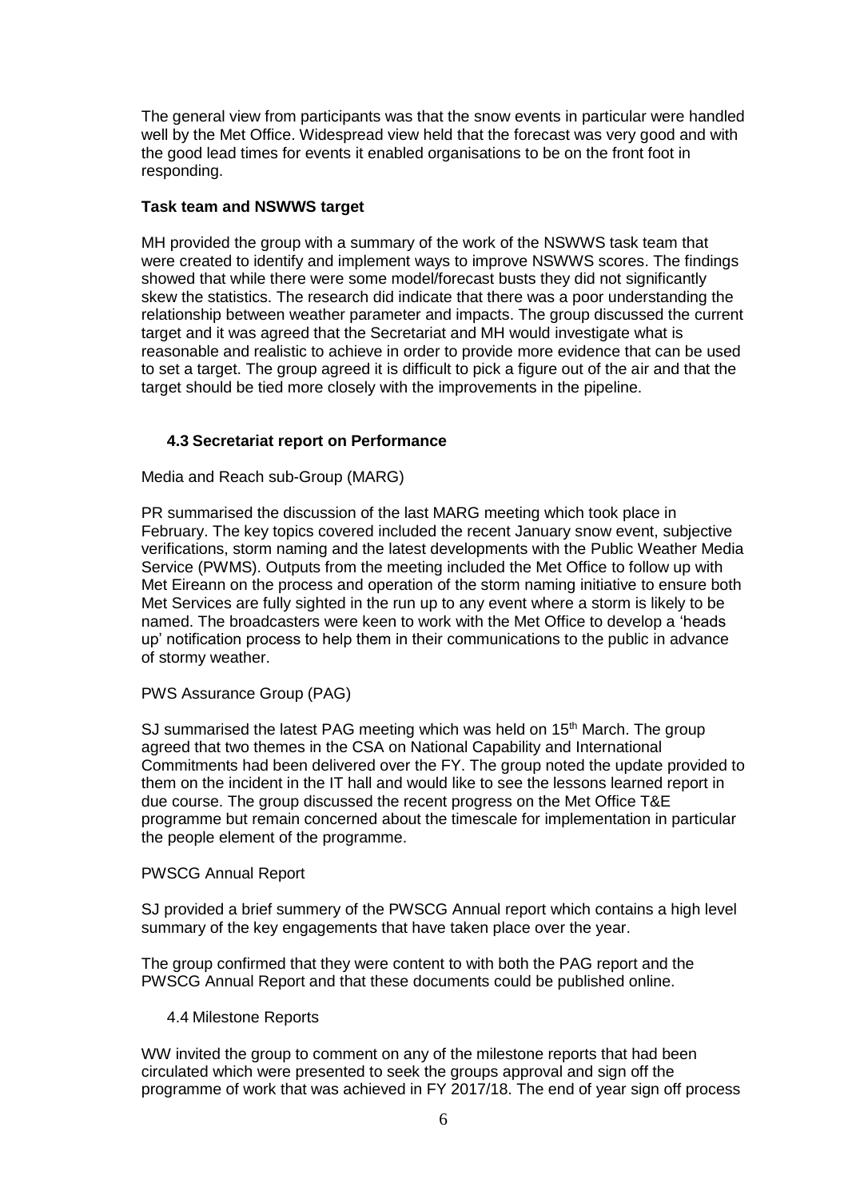The general view from participants was that the snow events in particular were handled well by the Met Office. Widespread view held that the forecast was very good and with the good lead times for events it enabled organisations to be on the front foot in responding.

**Task team and NSWWS target**

MH provided the group with a summary of the work of the NSWWS task team that were created to identify and implement ways to improve NSWWS scores. The findings showed that while there were some model/forecast busts they did not significantly skew the statistics. The research did indicate that there was a poor understanding the relationship between weather parameter and impacts. The group discussed the current target and it was agreed that the Secretariat and MH would investigate what is reasonable and realistic to achieve in order to provide more evidence that can be used to set a target. The group agreed it is difficult to pick a figure out of the air and that the target should be tied more closely with the improvements in the pipeline.

### 4.3 Secretariat report on Performance

Media and Reach sub-Group (MARG)

PR summarised the discussion of the last MARG meeting which took place in February. The key topics covered included the recent January snow event, subjective verifications, storm naming and the latest developments with the Public Weather Media Service (PWMS). Outputs from the meeting included the Met Office to follow up with Met Eireann on the process and operation of the storm naming initiative to ensure both Met Services are fully sighted in the run up to any event where a storm is likely to be named. The broadcasters were keen to work with the Met Office to develop a 'heads up' notification process to help them in their communications to the public in advance of stormy weather.

PWS Assurance Group (PAG)

SJ summarised the latest PAG meeting which was held on 15th March. The group agreed that two themes in the CSA on National Capability and International Commitments had been delivered over the FY. The group noted the update provided to them on the incident in the IT hall and would like to see the lessons learned report in due course. The group discussed the recent progress on the Met Office T&E programme but remain concerned about the timescale for implementation in particular the people element of the programme.

PWSCG Annual Report

SJ provided a brief summery of the PWSCG Annual report which contains a high level summary of the key engagements that have taken place over the year.

The group confirmed that they were content to with both the PAG report and the PWSCG Annual Report and that these documents could be published online.

4.4 Milestone Reports

WW invited the group to comment on any of the milestone reports that had been circulated which were presented to seek the groups approval and sign off the programme of work that was achieved in FY 2017/18. The end of year sign off process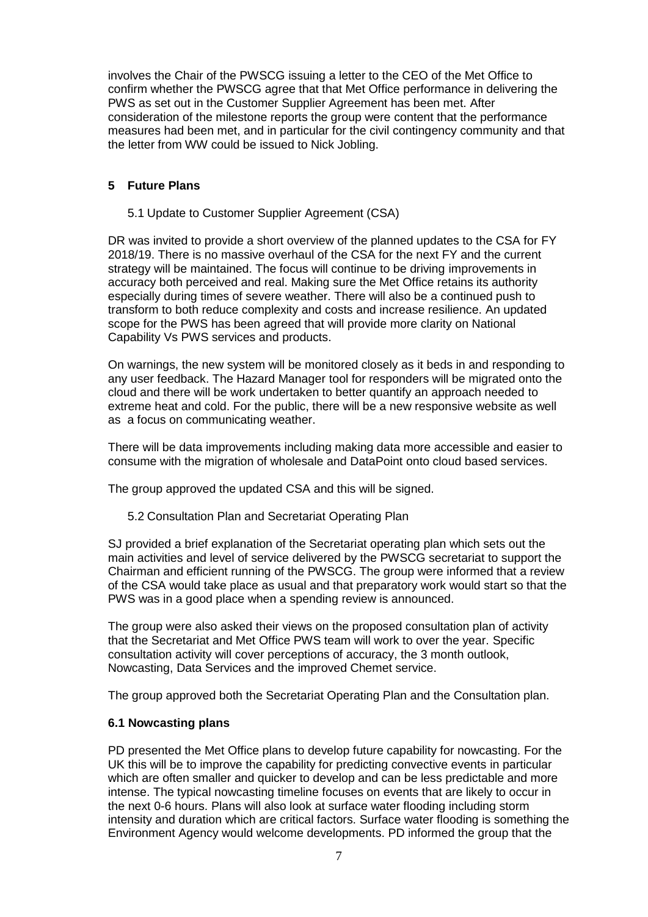involves the Chair of the PWSCG issuing a letter to the CEO of the Met Office to confirm whether the PWSCG agree that that Met Office performance in delivering the PWS as set out in the Customer Supplier Agreement has been met. After consideration of the milestone reports the group were content that the performance measures had been met, and in particular for the civil contingency community and that the letter from WW could be issued to Nick Jobling.

## 5 Future Plans

### 5.1 Update to Customer Supplier Agreement (CSA)

DR was invited to provide a short overview of the planned updates to the CSA for FY 2018/19. There is no massive overhaul of the CSA for the next FY and the current strategy will be maintained. The focus will continue to be driving improvements in accuracy both perceived and real. Making sure the Met Office retains its authority especially during times of severe weather. There will also be a continued push to transform to both reduce complexity and costs and increase resilience. An updated scope for the PWS has been agreed that will provide more clarity on National Capability Vs PWS services and products.

On warnings, the new system will be monitored closely as it beds in and responding to any user feedback. The Hazard Manager tool for responders will be migrated onto the cloud and there will be work undertaken to better quantify an approach needed to extreme heat and cold. For the public, there will be a new responsive website as well as a focus on communicating weather.

There will be data improvements including making data more accessible and easier to consume with the migration of wholesale and DataPoint onto cloud based services.

The group approved the updated CSA and this will be signed.

### 5.2 Consultation Plan and Secretariat Operating Plan

SJ provided a brief explanation of the Secretariat operating plan which sets out the main activities and level of service delivered by the PWSCG secretariat to support the Chairman and efficient running of the PWSCG. The group were informed that a review of the CSA would take place as usual and that preparatory work would start so that the PWS was in a good place when a spending review is announced.

The group were also asked their views on the proposed consultation plan of activity that the Secretariat and Met Office PWS team will work to over the year. Specific consultation activity will cover perceptions of accuracy, the 3 month outlook, Nowcasting, Data Services and the improved Chemet service.

The group approved both the Secretariat Operating Plan and the Consultation plan.

### 6.1 Nowcasting plans

PD presented the Met Office plans to develop future capability for nowcasting. For the UK this will be to improve the capability for predicting convective events in particular which are often smaller and quicker to develop and can be less predictable and more intense. The typical nowcasting timeline focuses on events that are likely to occur in the next 0-6 hours. Plans will also look at surface water flooding including storm intensity and duration which are critical factors. Surface water flooding is something the Environment Agency would welcome developments. PD informed the group that the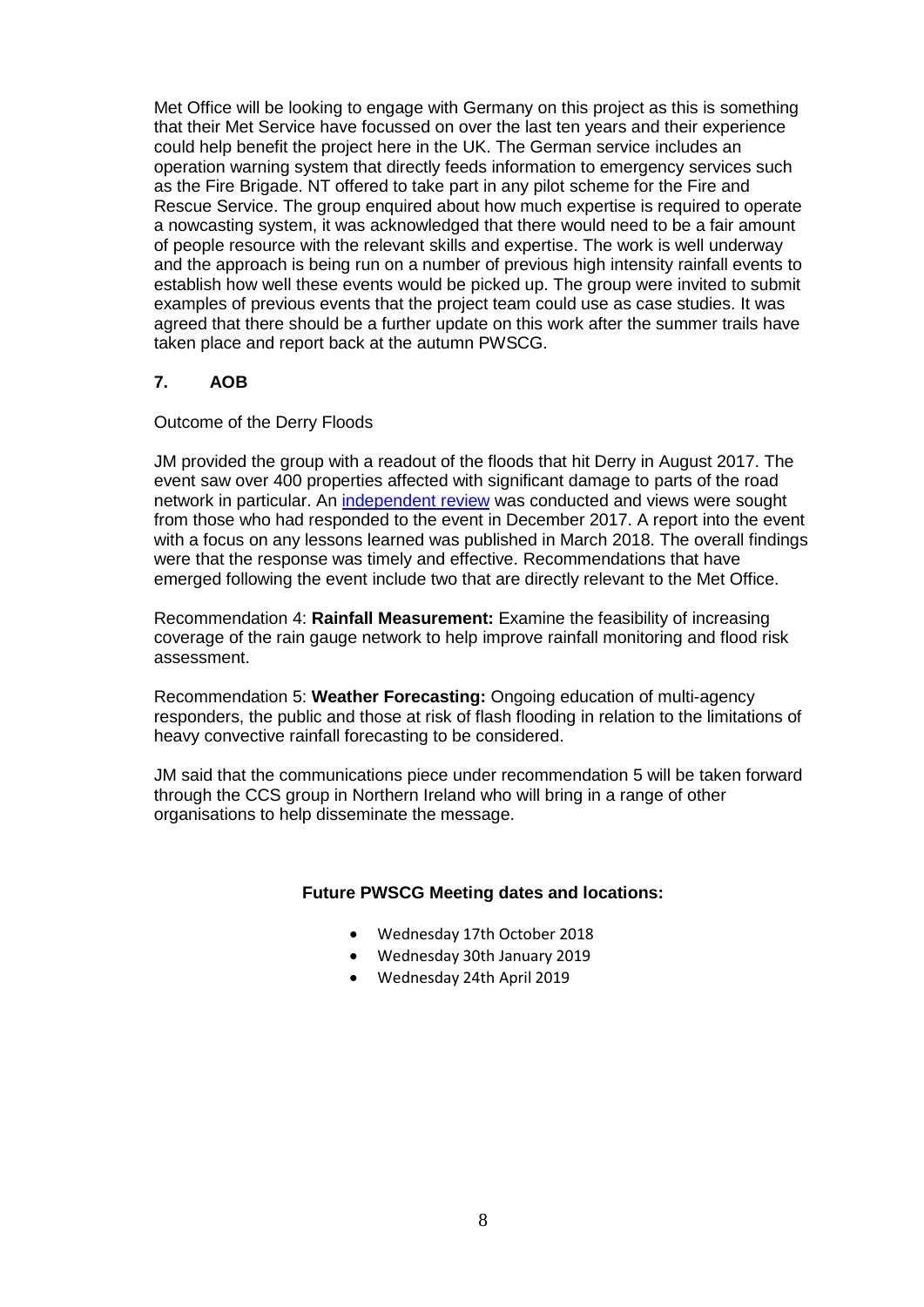Met Office will be looking to engage with Germany on this project as this is something that their Met Service have focussed on over the last ten years and their experience could help benefit the project here in the UK. The German service includes an operation warning system that directly feeds information to emergency services such as the Fire Brigade. NT offered to take part in any pilot scheme for the Fire and Rescue Service. The group enquired about how much expertise is required to operate a nowcasting system, it was acknowledged that there would need to be a fair amount of people resource with the relevant skills and expertise. The work is well underway and the approach is being run on a number of previous high intensity rainfall events to establish how well these events would be picked up. The group were invited to submit examples of previous events that the project team could use as case studies. It was agreed that there should be a further update on this work after the summer trails have taken place and report back at the autumn PWSCG.

## 7. AOB

Outcome of the Derry Floods

JM provided the group with a readout of the floods that hit Derry in August 2017. The event saw over 400 properties affected with significant damage to parts of the road network in particular. An independent review was conducted and views were sought from those who had responded to the event in December 2017. A report into the event with a focus on any lessons learned was published in March 2018. The overall findings were that the response was timely and effective. Recommendations that have emerged following the event include two that are directly relevant to the Met Office.

Recommendation 4: **Rainfall Measurement:** Examine the feasibility of increasing coverage of the rain gauge network to help improve rainfall monitoring and flood risk assessment.

Recommendation 5: **Weather Forecasting:** Ongoing education of multi-agency responders, the public and those at risk of flash flooding in relation to the limitations of heavy convective rainfall forecasting to be considered.

JM said that the communications piece under recommendation 5 will be taken forward through the CCS group in Northern Ireland who will bring in a range of other organisations to help disseminate the message.

**Future PWSCG Meeting dates and locations:**

- Wednesday 17th October 2018
- Wednesday 30th January 2019
- Wednesday 24th April 2019